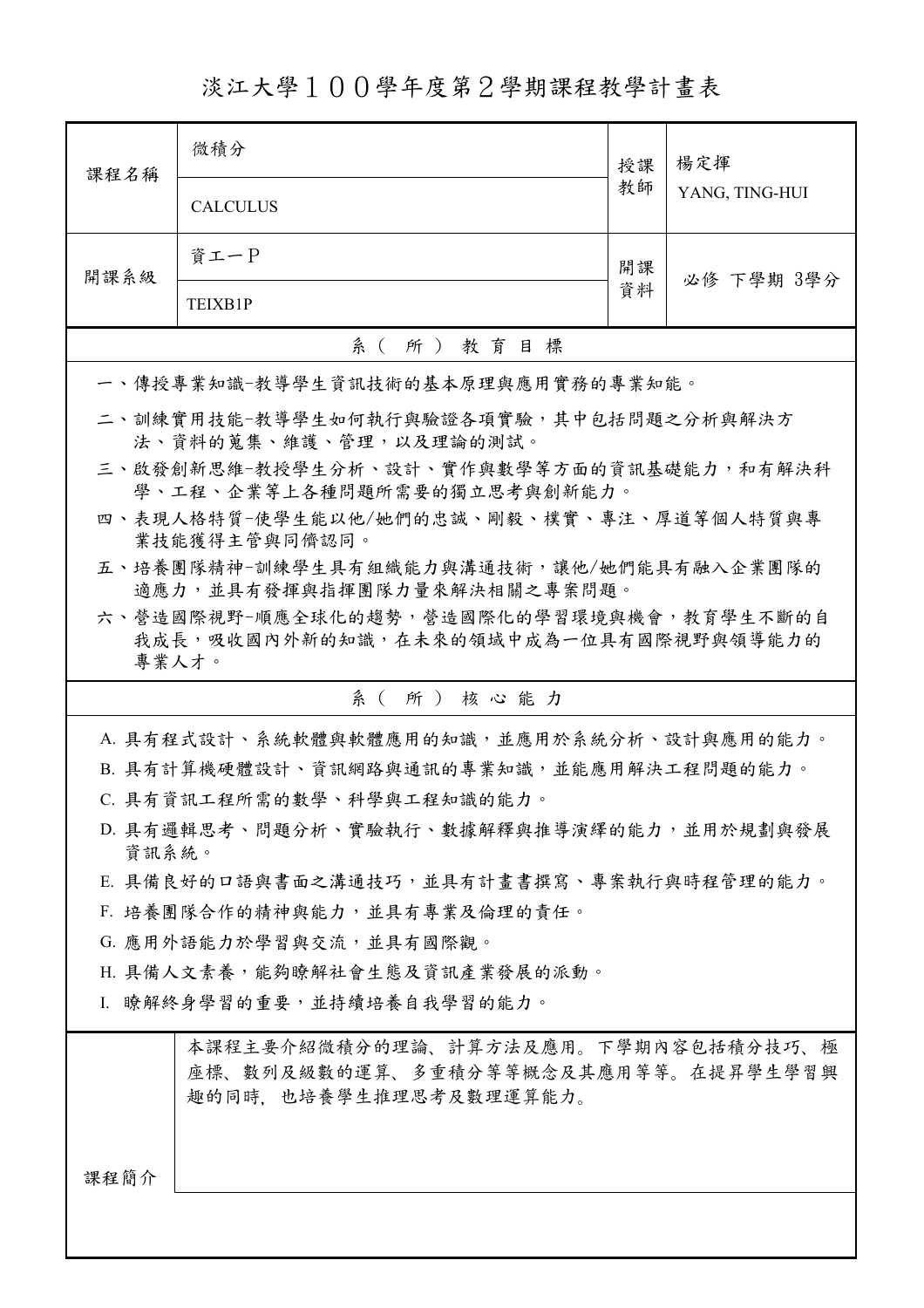# 淡江大學１００學年度第２學期課程教學計畫表

| 課程名稱 | 微積分 | 授課教師 | 楊定揮 |
|---|---|---|---|
| | CALCULUS | | YANG, TING-HUI |
| 開課系級 | 資工一P | 開課資料 | 必修 下學期 3學分 |
| | TEIXB1P | | |

## 系（所）教育目標

一、傳授專業知識-教導學生資訊技術的基本原理與應用實務的專業知能。

二、訓練實用技能-教導學生如何執行與驗證各項實驗，其中包括問題之分析與解決方法、資料的蒐集、維護、管理，以及理論的測試。

三、啟發創新思維-教授學生分析、設計、實作與數學等方面的資訊基礎能力，和有解決科學、工程、企業等上各種問題所需要的獨立思考與創新能力。

四、表現人格特質-使學生能以他/她們的忠誠、剛毅、樸實、專注、厚道等個人特質與專業技能獲得主管與同儕認同。

五、培養團隊精神-訓練學生具有組織能力與溝通技術，讓他/她們能具有融入企業團隊的適應力，並具有發揮與指揮團隊力量來解決相關之專案問題。

六、營造國際視野-順應全球化的趨勢，營造國際化的學習環境與機會，教育學生不斷的自我成長，吸收國內外新的知識，在未來的領域中成為一位具有國際視野與領導能力的專業人才。

## 系（所）核心能力

A. 具有程式設計、系統軟體與軟體應用的知識，並應用於系統分析、設計與應用的能力。

B. 具有計算機硬體設計、資訊網路與通訊的專業知識，並能應用解決工程問題的能力。

C. 具有資訊工程所需的數學、科學與工程知識的能力。

D. 具有邏輯思考、問題分析、實驗執行、數據解釋與推導演繹的能力，並用於規劃與發展資訊系統。

E. 具備良好的口語與書面之溝通技巧，並具有計畫書撰寫、專案執行與時程管理的能力。

F. 培養團隊合作的精神與能力，並具有專業及倫理的責任。

G. 應用外語能力於學習與交流，並具有國際觀。

H. 具備人文素養，能夠瞭解社會生態及資訊產業發展的派動。

I. 瞭解終身學習的重要，並持續培養自我學習的能力。

| 課程簡介 | 本課程主要介紹微積分的理論、計算方法及應用。下學期內容包括積分技巧、極座標、數列及級數的運算、多重積分等等概念及其應用等等。在提昇學生學習興趣的同時，也培養學生推理思考及數理運算能力。 |
|---|---|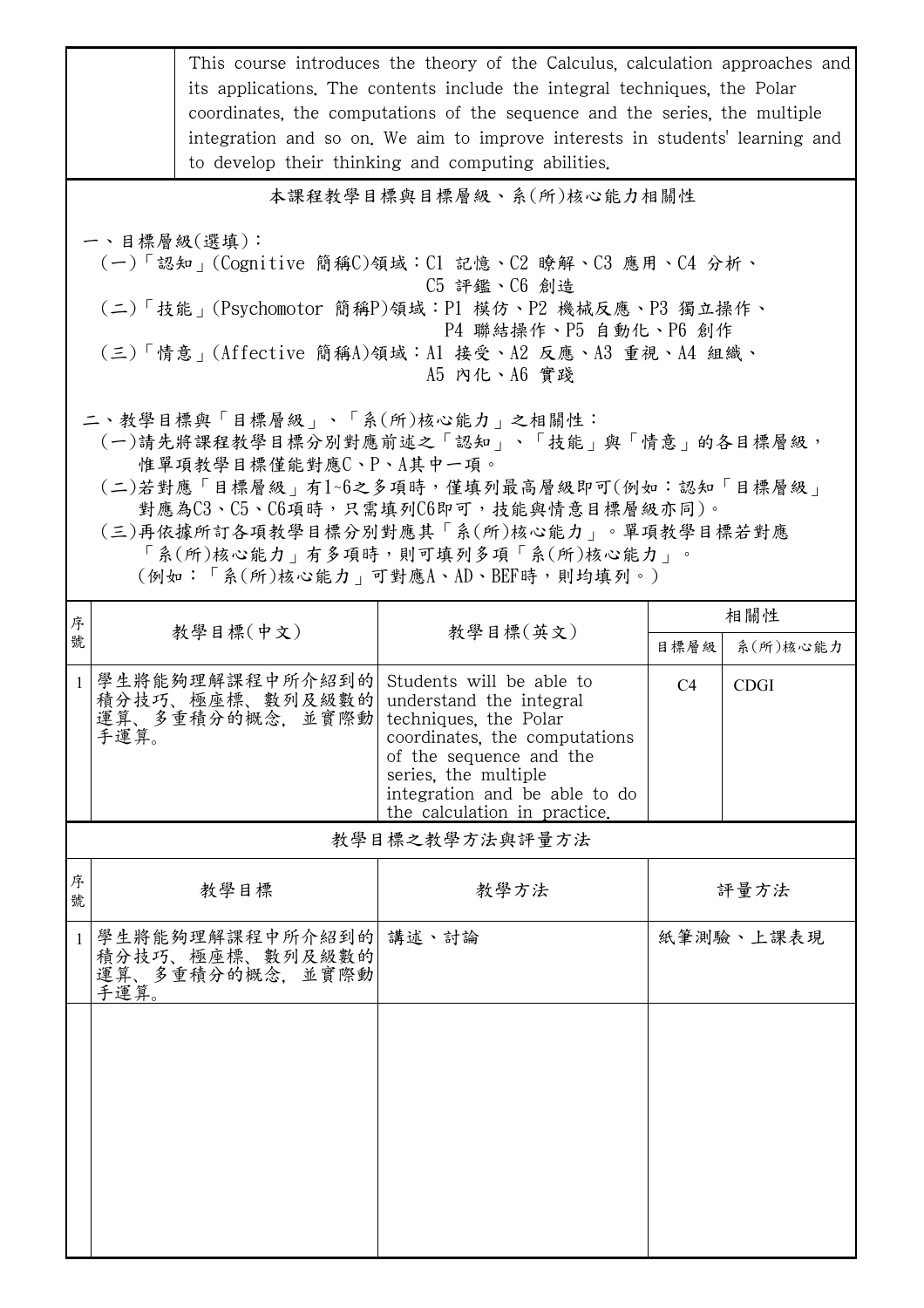| | This course introduces the theory of the Calculus, calculation approaches and its applications. The contents include the integral techniques, the Polar coordinates, the computations of the sequence and the series, the multiple integration and so on. We aim to improve interests in students' learning and to develop their thinking and computing abilities. |
|---|---|

## 本課程教學目標與目標層級、系(所)核心能力相關性

一、目標層級(選填)：

(一)「認知」(Cognitive 簡稱C)領域：C1 記憶、C2 瞭解、C3 應用、C4 分析、C5 評鑑、C6 創造

(二)「技能」(Psychomotor 簡稱P)領域：P1 模仿、P2 機械反應、P3 獨立操作、P4 聯結操作、P5 自動化、P6 創作

(三)「情意」(Affective 簡稱A)領域：A1 接受、A2 反應、A3 重視、A4 組織、A5 內化、A6 實踐

二、教學目標與「目標層級」、「系(所)核心能力」之相關性：

(一)請先將課程教學目標分別對應前述之「認知」、「技能」與「情意」的各目標層級，惟單項教學目標僅能對應C、P、A其中一項。

(二)若對應「目標層級」有1~6之多項時，僅填列最高層級即可(例如：認知「目標層級」對應為C3、C5、C6項時，只需填列C6即可，技能與情意目標層級亦同)。

(三)再依據所訂各項教學目標分別對應其「系(所)核心能力」。單項教學目標若對應「系(所)核心能力」有多項時，則可填列多項「系(所)核心能力」。(例如：「系(所)核心能力」可對應A、AD、BEF時，則均填列。)

| 序號 | 教學目標(中文) | 教學目標(英文) | 相關性 | |
|---|---|---|---|---|
| | | | 目標層級 | 系(所)核心能力 |
| 1 | 學生將能夠理解課程中所介紹到的積分技巧、極座標、數列及級數的運算、多重積分的概念，並實際動手運算。 | Students will be able to understand the integral techniques, the Polar coordinates, the computations of the sequence and the series, the multiple integration and be able to do the calculation in practice. | C4 | CDGI |

## 教學目標之教學方法與評量方法

| 序號 | 教學目標 | 教學方法 | 評量方法 |
|---|---|---|---|
| 1 | 學生將能夠理解課程中所介紹到的積分技巧、極座標、數列及級數的運算、多重積分的概念，並實際動手運算。 | 講述、討論 | 紙筆測驗、上課表現 |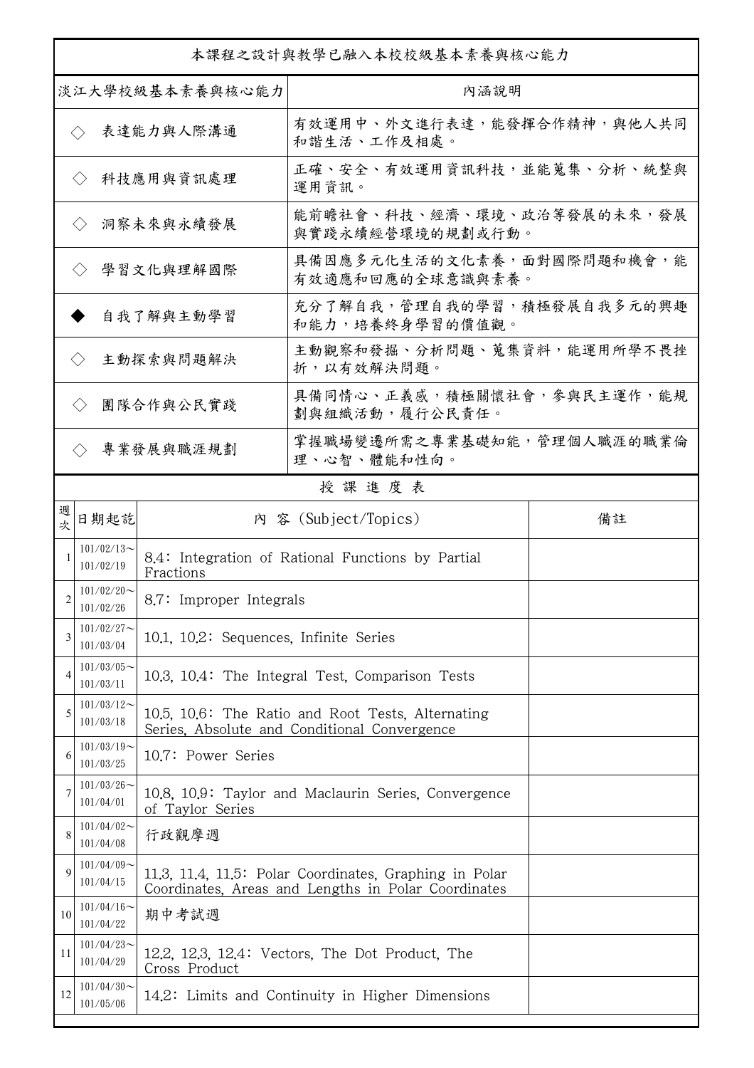| 本課程之設計與教學已融入本校校級基本素養與核心能力 | |
|---|---|
| 淡江大學校級基本素養與核心能力 | 內涵說明 |
| ◇ 表達能力與人際溝通 | 有效運用中、外文進行表達，能發揮合作精神，與他人共同和諧生活、工作及相處。 |
| ◇ 科技應用與資訊處理 | 正確、安全、有效運用資訊科技，並能蒐集、分析、統整與運用資訊。 |
| ◇ 洞察未來與永續發展 | 能前瞻社會、科技、經濟、環境、政治等發展的未來，發展與實踐永續經營環境的規劃或行動。 |
| ◇ 學習文化與理解國際 | 具備因應多元化生活的文化素養，面對國際問題和機會，能有效適應和回應的全球意識與素養。 |
| ◆ 自我了解與主動學習 | 充分了解自我，管理自我的學習，積極發展自我多元的興趣和能力，培養終身學習的價值觀。 |
| ◇ 主動探索與問題解決 | 主動觀察和發掘、分析問題、蒐集資料，能運用所學不畏挫折，以有效解決問題。 |
| ◇ 團隊合作與公民實踐 | 具備同情心、正義感，積極關懷社會，參與民主運作，能規劃與組織活動，履行公民責任。 |
| ◇ 專業發展與職涯規劃 | 掌握職場變遷所需之專業基礎知能，管理個人職涯的職業倫理、心智、體能和性向。 |

**授 課 進 度 表**

| 週次 | 日期起訖 | 內 容 (Subject/Topics) | 備註 |
|---|---|---|---|
| 1 | 101/02/13～101/02/19 | 8.4: Integration of Rational Functions by Partial Fractions | |
| 2 | 101/02/20～101/02/26 | 8.7: Improper Integrals | |
| 3 | 101/02/27～101/03/04 | 10.1, 10.2: Sequences, Infinite Series | |
| 4 | 101/03/05～101/03/11 | 10.3, 10.4: The Integral Test, Comparison Tests | |
| 5 | 101/03/12～101/03/18 | 10.5, 10.6: The Ratio and Root Tests, Alternating Series, Absolute and Conditional Convergence | |
| 6 | 101/03/19～101/03/25 | 10.7: Power Series | |
| 7 | 101/03/26～101/04/01 | 10.8, 10.9: Taylor and Maclaurin Series, Convergence of Taylor Series | |
| 8 | 101/04/02～101/04/08 | 行政觀摩週 | |
| 9 | 101/04/09～101/04/15 | 11.3, 11.4, 11.5: Polar Coordinates, Graphing in Polar Coordinates, Areas and Lengths in Polar Coordinates | |
| 10 | 101/04/16～101/04/22 | 期中考試週 | |
| 11 | 101/04/23～101/04/29 | 12.2, 12.3, 12.4: Vectors, The Dot Product, The Cross Product | |
| 12 | 101/04/30～101/05/06 | 14.2: Limits and Continuity in Higher Dimensions | |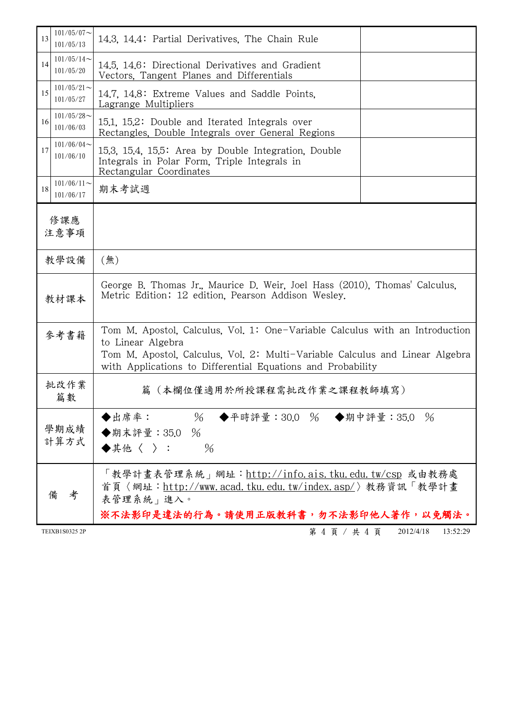| | | | |
|---|---|---|---|
| 13 | 101/05/07～<br>101/05/13 | 14.3, 14.4: Partial Derivatives, The Chain Rule | |
| 14 | 101/05/14～<br>101/05/20 | 14.5, 14.6: Directional Derivatives and Gradient Vectors, Tangent Planes and Differentials | |
| 15 | 101/05/21～<br>101/05/27 | 14.7, 14.8: Extreme Values and Saddle Points, Lagrange Multipliers | |
| 16 | 101/05/28～<br>101/06/03 | 15.1, 15.2: Double and Iterated Integrals over Rectangles, Double Integrals over General Regions | |
| 17 | 101/06/04～<br>101/06/10 | 15.3, 15.4, 15.5: Area by Double Integration, Double Integrals in Polar Form, Triple Integrals in Rectangular Coordinates | |
| 18 | 101/06/11～<br>101/06/17 | 期末考試週 | |

| | |
|---|---|
| 修課應注意事項 | |
| 教學設備 | (無) |
| 教材課本 | George B. Thomas Jr., Maurice D. Weir, Joel Hass (2010), Thomas' Calculus, Metric Edition; 12 edition, Pearson Addison Wesley. |
| 參考書籍 | Tom M. Apostol, Calculus, Vol. 1: One-Variable Calculus with an Introduction to Linear Algebra<br>Tom M. Apostol, Calculus, Vol. 2: Multi-Variable Calculus and Linear Algebra with Applications to Differential Equations and Probability |
| 批改作業篇數 | 篇（本欄位僅適用於所授課程需批改作業之課程教師填寫） |
| 學期成績計算方式 | ◆出席率： ％ ◆平時評量：30.0 ％ ◆期中評量：35.0 ％<br>◆期末評量：35.0 ％<br>◆其他〈 〉： ％ |
| 備　考 | 「教學計畫表管理系統」網址：http://info.ais.tku.edu.tw/csp 或由教務處首頁〈網址：http://www.acad.tku.edu.tw/index.asp/〉教務資訊「教學計畫表管理系統」進入。<br>**※不法影印是違法的行為。請使用正版教科書，勿不法影印他人著作，以免觸法。** |

TEIXB1S0325 2P 2012/4/18 13:52:29